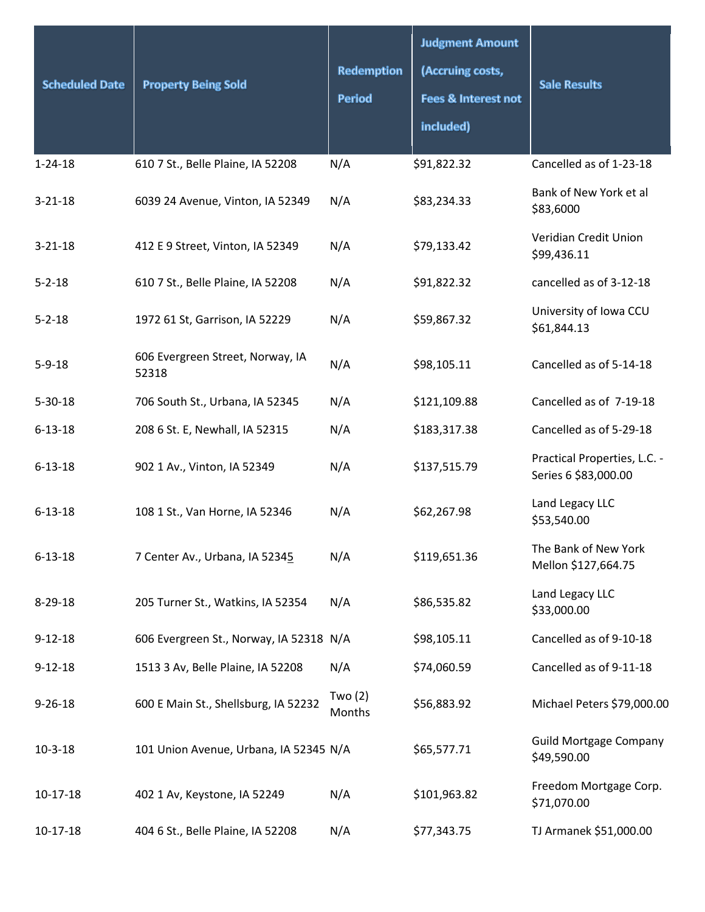| Scheduled Date | Property Being Sold | Redemption Period | Judgment Amount (Accruing costs, Fees & Interest not included) | Sale Results |
|---|---|---|---|---|
| 1-24-18 | 610 7 St., Belle Plaine, IA 52208 | N/A | $91,822.32 | Cancelled as of 1-23-18 |
| 3-21-18 | 6039 24 Avenue, Vinton, IA 52349 | N/A | $83,234.33 | Bank of New York et al $83,6000 |
| 3-21-18 | 412 E 9 Street, Vinton, IA 52349 | N/A | $79,133.42 | Veridian Credit Union $99,436.11 |
| 5-2-18 | 610 7 St., Belle Plaine, IA 52208 | N/A | $91,822.32 | cancelled as of 3-12-18 |
| 5-2-18 | 1972 61 St, Garrison, IA 52229 | N/A | $59,867.32 | University of Iowa CCU $61,844.13 |
| 5-9-18 | 606 Evergreen Street, Norway, IA 52318 | N/A | $98,105.11 | Cancelled as of 5-14-18 |
| 5-30-18 | 706 South St., Urbana, IA 52345 | N/A | $121,109.88 | Cancelled as of 7-19-18 |
| 6-13-18 | 208 6 St. E, Newhall, IA 52315 | N/A | $183,317.38 | Cancelled as of 5-29-18 |
| 6-13-18 | 902 1 Av., Vinton, IA 52349 | N/A | $137,515.79 | Practical Properties, L.C. - Series 6 $83,000.00 |
| 6-13-18 | 108 1 St., Van Horne, IA 52346 | N/A | $62,267.98 | Land Legacy LLC $53,540.00 |
| 6-13-18 | 7 Center Av., Urbana, IA 52345 | N/A | $119,651.36 | The Bank of New York Mellon $127,664.75 |
| 8-29-18 | 205 Turner St., Watkins, IA 52354 | N/A | $86,535.82 | Land Legacy LLC $33,000.00 |
| 9-12-18 | 606 Evergreen St., Norway, IA 52318 | N/A | $98,105.11 | Cancelled as of 9-10-18 |
| 9-12-18 | 1513 3 Av, Belle Plaine, IA 52208 | N/A | $74,060.59 | Cancelled as of 9-11-18 |
| 9-26-18 | 600 E Main St., Shellsburg, IA 52232 | Two (2) Months | $56,883.92 | Michael Peters $79,000.00 |
| 10-3-18 | 101 Union Avenue, Urbana, IA 52345 | N/A | $65,577.71 | Guild Mortgage Company $49,590.00 |
| 10-17-18 | 402 1 Av, Keystone, IA 52249 | N/A | $101,963.82 | Freedom Mortgage Corp. $71,070.00 |
| 10-17-18 | 404 6 St., Belle Plaine, IA 52208 | N/A | $77,343.75 | TJ Armanek $51,000.00 |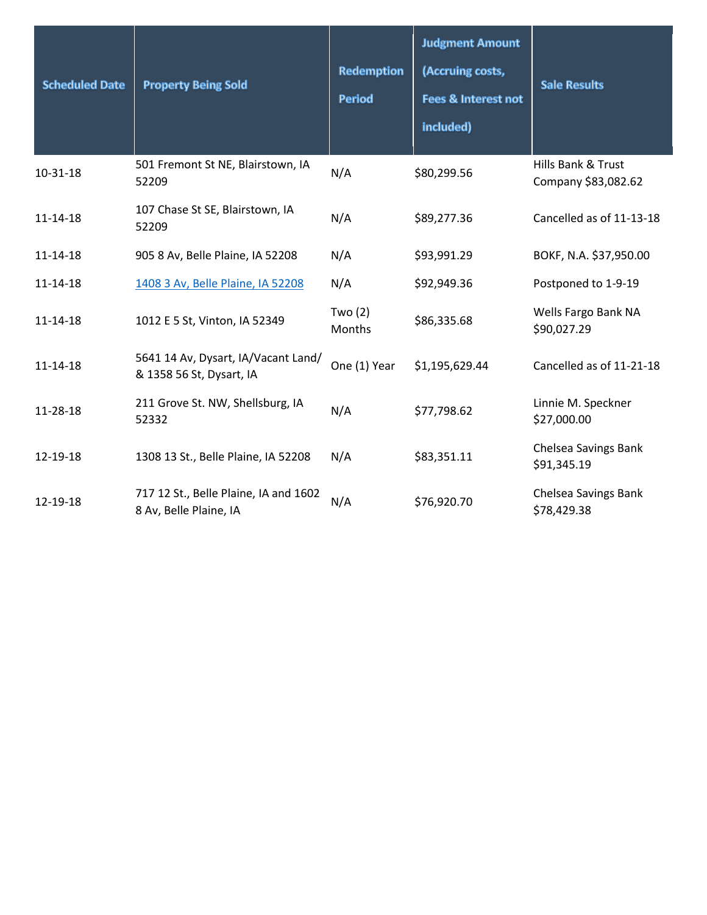| Scheduled Date | Property Being Sold | Redemption Period | Judgment Amount (Accruing costs, Fees & Interest not included) | Sale Results |
|---|---|---|---|---|
| 10-31-18 | 501 Fremont St NE, Blairstown, IA 52209 | N/A | $80,299.56 | Hills Bank & Trust Company $83,082.62 |
| 11-14-18 | 107 Chase St SE, Blairstown, IA 52209 | N/A | $89,277.36 | Cancelled as of 11-13-18 |
| 11-14-18 | 905 8 Av, Belle Plaine, IA 52208 | N/A | $93,991.29 | BOKF, N.A. $37,950.00 |
| 11-14-18 | 1408 3 Av, Belle Plaine, IA 52208 | N/A | $92,949.36 | Postponed to 1-9-19 |
| 11-14-18 | 1012 E 5 St, Vinton, IA 52349 | Two (2) Months | $86,335.68 | Wells Fargo Bank NA $90,027.29 |
| 11-14-18 | 5641 14 Av, Dysart, IA/Vacant Land/ & 1358 56 St, Dysart, IA | One (1) Year | $1,195,629.44 | Cancelled as of 11-21-18 |
| 11-28-18 | 211 Grove St. NW, Shellsburg, IA 52332 | N/A | $77,798.62 | Linnie M. Speckner $27,000.00 |
| 12-19-18 | 1308 13 St., Belle Plaine, IA 52208 | N/A | $83,351.11 | Chelsea Savings Bank $91,345.19 |
| 12-19-18 | 717 12 St., Belle Plaine, IA and 1602 8 Av, Belle Plaine, IA | N/A | $76,920.70 | Chelsea Savings Bank $78,429.38 |